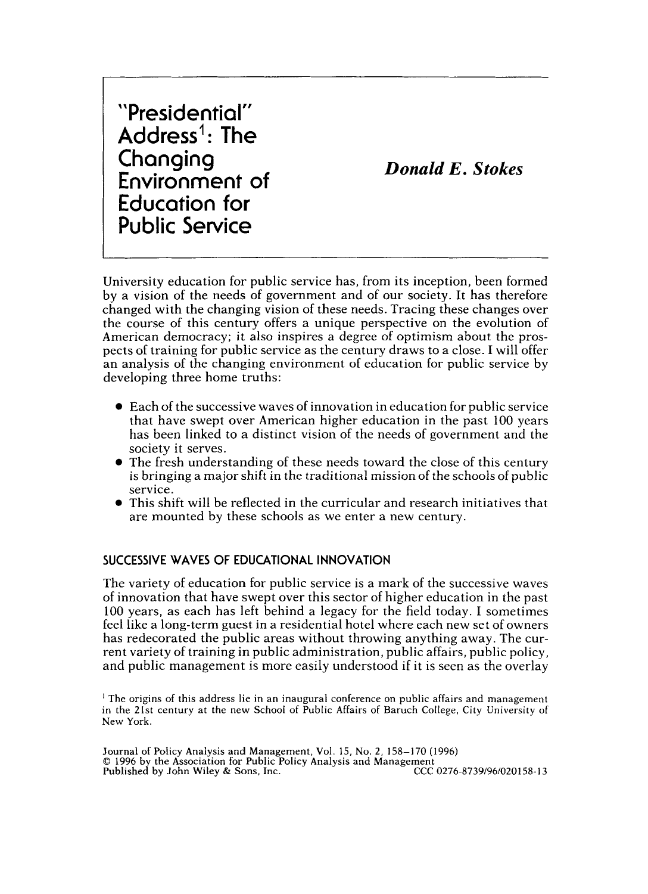# "Presidential" Address[1]: The Changing Environment of Education for Public Service

***Donald E. Stokes***

University education for public service has, from its inception, been formed by a vision of the needs of government and of our society. It has therefore changed with the changing vision of these needs. Tracing these changes over the course of this century offers a unique perspective on the evolution of American democracy; it also inspires a degree of optimism about the prospects of training for public service as the century draws to a close. I will offer an analysis of the changing environment of education for public service by developing three home truths:

- Each of the successive waves of innovation in education for public service that have swept over American higher education in the past 100 years has been linked to a distinct vision of the needs of government and the society it serves.
- The fresh understanding of these needs toward the close of this century is bringing a major shift in the traditional mission of the schools of public service.
- This shift will be reflected in the curricular and research initiatives that are mounted by these schools as we enter a new century.

## SUCCESSIVE WAVES OF EDUCATIONAL INNOVATION

The variety of education for public service is a mark of the successive waves of innovation that have swept over this sector of higher education in the past 100 years, as each has left behind a legacy for the field today. I sometimes feel like a long-term guest in a residential hotel where each new set of owners has redecorated the public areas without throwing anything away. The current variety of training in public administration, public affairs, public policy, and public management is more easily understood if it is seen as the overlay

[1] The origins of this address lie in an inaugural conference on public affairs and management in the 21st century at the new School of Public Affairs of Baruch College, City University of New York.

Journal of Policy Analysis and Management, Vol. 15, No. 2, 158–170 (1996)
© 1996 by the Association for Public Policy Analysis and Management
Published by John Wiley & Sons, Inc. CCC 0276-8739/96/020158-13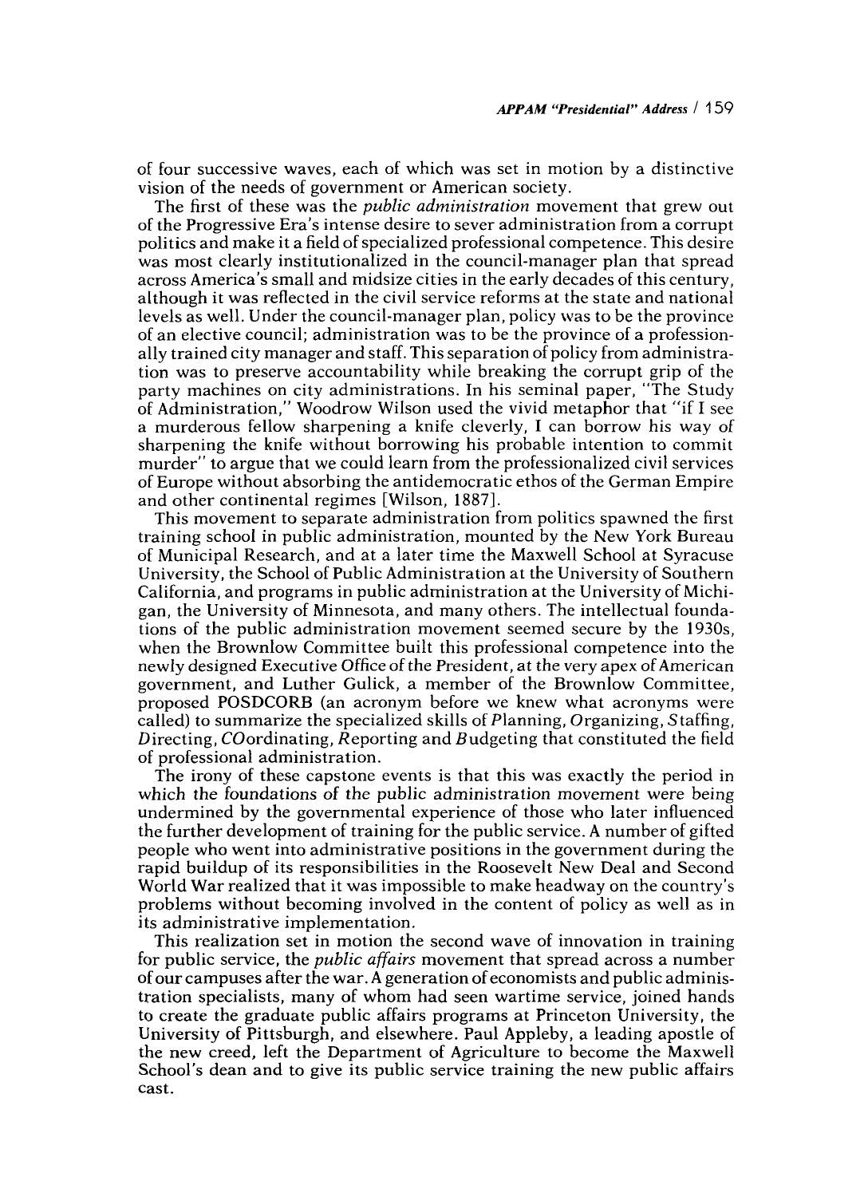of four successive waves, each of which was set in motion by a distinctive vision of the needs of government or American society.

The first of these was the *public administration* movement that grew out of the Progressive Era's intense desire to sever administration from a corrupt politics and make it a field of specialized professional competence. This desire was most clearly institutionalized in the council-manager plan that spread across America's small and midsize cities in the early decades of this century, although it was reflected in the civil service reforms at the state and national levels as well. Under the council-manager plan, policy was to be the province of an elective council; administration was to be the province of a professionally trained city manager and staff. This separation of policy from administration was to preserve accountability while breaking the corrupt grip of the party machines on city administrations. In his seminal paper, "The Study of Administration," Woodrow Wilson used the vivid metaphor that "if I see a murderous fellow sharpening a knife cleverly, I can borrow his way of sharpening the knife without borrowing his probable intention to commit murder" to argue that we could learn from the professionalized civil services of Europe without absorbing the antidemocratic ethos of the German Empire and other continental regimes [Wilson, 1887].

This movement to separate administration from politics spawned the first training school in public administration, mounted by the New York Bureau of Municipal Research, and at a later time the Maxwell School at Syracuse University, the School of Public Administration at the University of Southern California, and programs in public administration at the University of Michigan, the University of Minnesota, and many others. The intellectual foundations of the public administration movement seemed secure by the 1930s, when the Brownlow Committee built this professional competence into the newly designed Executive Office of the President, at the very apex of American government, and Luther Gulick, a member of the Brownlow Committee, proposed POSDCORB (an acronym before we knew what acronyms were called) to summarize the specialized skills of *P*lanning, *O*rganizing, *S*taffing, *D*irecting, *CO*ordinating, *R*eporting and *B*udgeting that constituted the field of professional administration.

The irony of these capstone events is that this was exactly the period in which the foundations of the public administration movement were being undermined by the governmental experience of those who later influenced the further development of training for the public service. A number of gifted people who went into administrative positions in the government during the rapid buildup of its responsibilities in the Roosevelt New Deal and Second World War realized that it was impossible to make headway on the country's problems without becoming involved in the content of policy as well as in its administrative implementation.

This realization set in motion the second wave of innovation in training for public service, the *public affairs* movement that spread across a number of our campuses after the war. A generation of economists and public administration specialists, many of whom had seen wartime service, joined hands to create the graduate public affairs programs at Princeton University, the University of Pittsburgh, and elsewhere. Paul Appleby, a leading apostle of the new creed, left the Department of Agriculture to become the Maxwell School's dean and to give its public service training the new public affairs cast.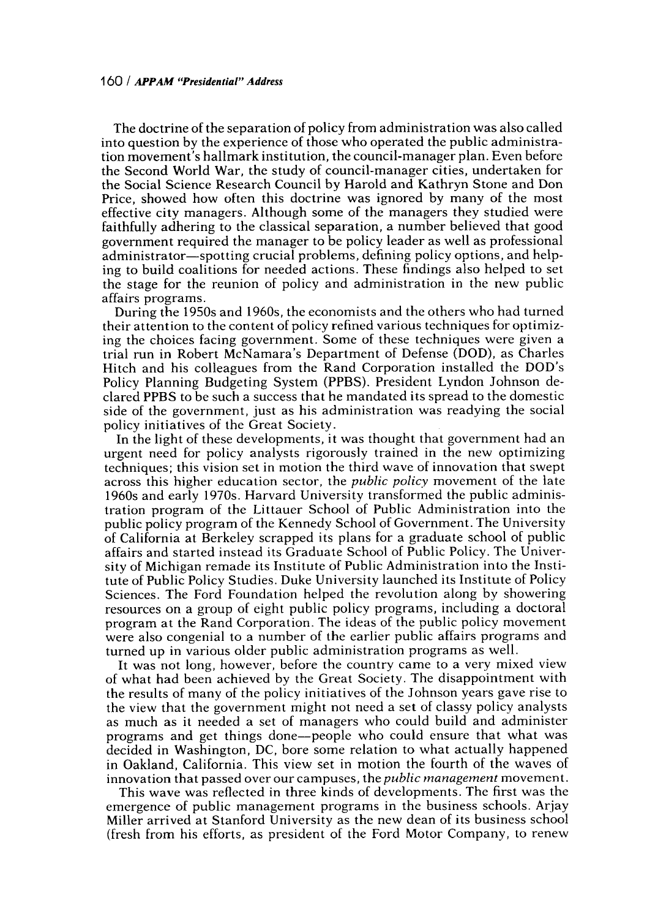The doctrine of the separation of policy from administration was also called into question by the experience of those who operated the public administration movement's hallmark institution, the council-manager plan. Even before the Second World War, the study of council-manager cities, undertaken for the Social Science Research Council by Harold and Kathryn Stone and Don Price, showed how often this doctrine was ignored by many of the most effective city managers. Although some of the managers they studied were faithfully adhering to the classical separation, a number believed that good government required the manager to be policy leader as well as professional administrator—spotting crucial problems, defining policy options, and helping to build coalitions for needed actions. These findings also helped to set the stage for the reunion of policy and administration in the new public affairs programs.

During the 1950s and 1960s, the economists and the others who had turned their attention to the content of policy refined various techniques for optimizing the choices facing government. Some of these techniques were given a trial run in Robert McNamara's Department of Defense (DOD), as Charles Hitch and his colleagues from the Rand Corporation installed the DOD's Policy Planning Budgeting System (PPBS). President Lyndon Johnson declared PPBS to be such a success that he mandated its spread to the domestic side of the government, just as his administration was readying the social policy initiatives of the Great Society.

In the light of these developments, it was thought that government had an urgent need for policy analysts rigorously trained in the new optimizing techniques; this vision set in motion the third wave of innovation that swept across this higher education sector, the *public policy* movement of the late 1960s and early 1970s. Harvard University transformed the public administration program of the Littauer School of Public Administration into the public policy program of the Kennedy School of Government. The University of California at Berkeley scrapped its plans for a graduate school of public affairs and started instead its Graduate School of Public Policy. The University of Michigan remade its Institute of Public Administration into the Institute of Public Policy Studies. Duke University launched its Institute of Policy Sciences. The Ford Foundation helped the revolution along by showering resources on a group of eight public policy programs, including a doctoral program at the Rand Corporation. The ideas of the public policy movement were also congenial to a number of the earlier public affairs programs and turned up in various older public administration programs as well.

It was not long, however, before the country came to a very mixed view of what had been achieved by the Great Society. The disappointment with the results of many of the policy initiatives of the Johnson years gave rise to the view that the government might not need a set of classy policy analysts as much as it needed a set of managers who could build and administer programs and get things done—people who could ensure that what was decided in Washington, DC, bore some relation to what actually happened in Oakland, California. This view set in motion the fourth of the waves of innovation that passed over our campuses, the *public management* movement.

This wave was reflected in three kinds of developments. The first was the emergence of public management programs in the business schools. Arjay Miller arrived at Stanford University as the new dean of its business school (fresh from his efforts, as president of the Ford Motor Company, to renew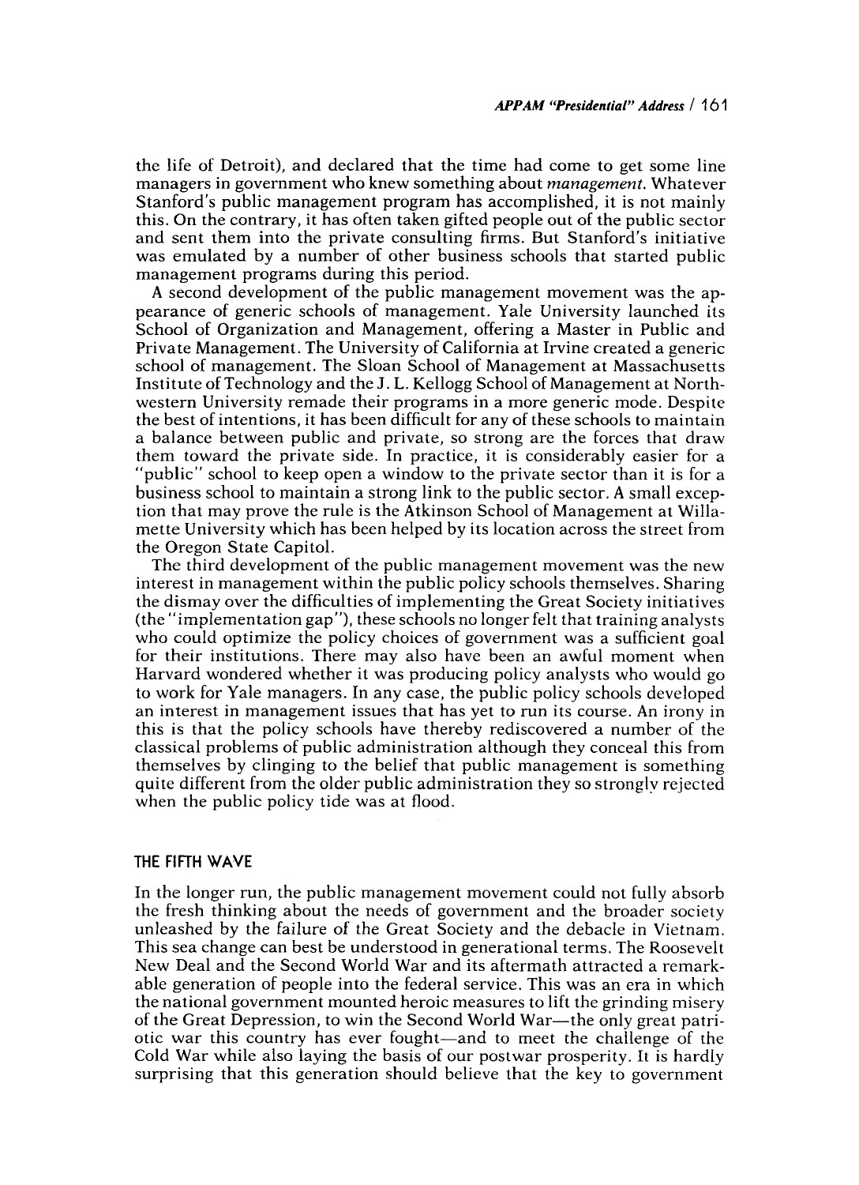the life of Detroit), and declared that the time had come to get some line managers in government who knew something about *management*. Whatever Stanford's public management program has accomplished, it is not mainly this. On the contrary, it has often taken gifted people out of the public sector and sent them into the private consulting firms. But Stanford's initiative was emulated by a number of other business schools that started public management programs during this period.

A second development of the public management movement was the appearance of generic schools of management. Yale University launched its School of Organization and Management, offering a Master in Public and Private Management. The University of California at Irvine created a generic school of management. The Sloan School of Management at Massachusetts Institute of Technology and the J. L. Kellogg School of Management at Northwestern University remade their programs in a more generic mode. Despite the best of intentions, it has been difficult for any of these schools to maintain a balance between public and private, so strong are the forces that draw them toward the private side. In practice, it is considerably easier for a "public" school to keep open a window to the private sector than it is for a business school to maintain a strong link to the public sector. A small exception that may prove the rule is the Atkinson School of Management at Willamette University which has been helped by its location across the street from the Oregon State Capitol.

The third development of the public management movement was the new interest in management within the public policy schools themselves. Sharing the dismay over the difficulties of implementing the Great Society initiatives (the "implementation gap"), these schools no longer felt that training analysts who could optimize the policy choices of government was a sufficient goal for their institutions. There may also have been an awful moment when Harvard wondered whether it was producing policy analysts who would go to work for Yale managers. In any case, the public policy schools developed an interest in management issues that has yet to run its course. An irony in this is that the policy schools have thereby rediscovered a number of the classical problems of public administration although they conceal this from themselves by clinging to the belief that public management is something quite different from the older public administration they so strongly rejected when the public policy tide was at flood.

## THE FIFTH WAVE

In the longer run, the public management movement could not fully absorb the fresh thinking about the needs of government and the broader society unleashed by the failure of the Great Society and the debacle in Vietnam. This sea change can best be understood in generational terms. The Roosevelt New Deal and the Second World War and its aftermath attracted a remarkable generation of people into the federal service. This was an era in which the national government mounted heroic measures to lift the grinding misery of the Great Depression, to win the Second World War—the only great patriotic war this country has ever fought—and to meet the challenge of the Cold War while also laying the basis of our postwar prosperity. It is hardly surprising that this generation should believe that the key to government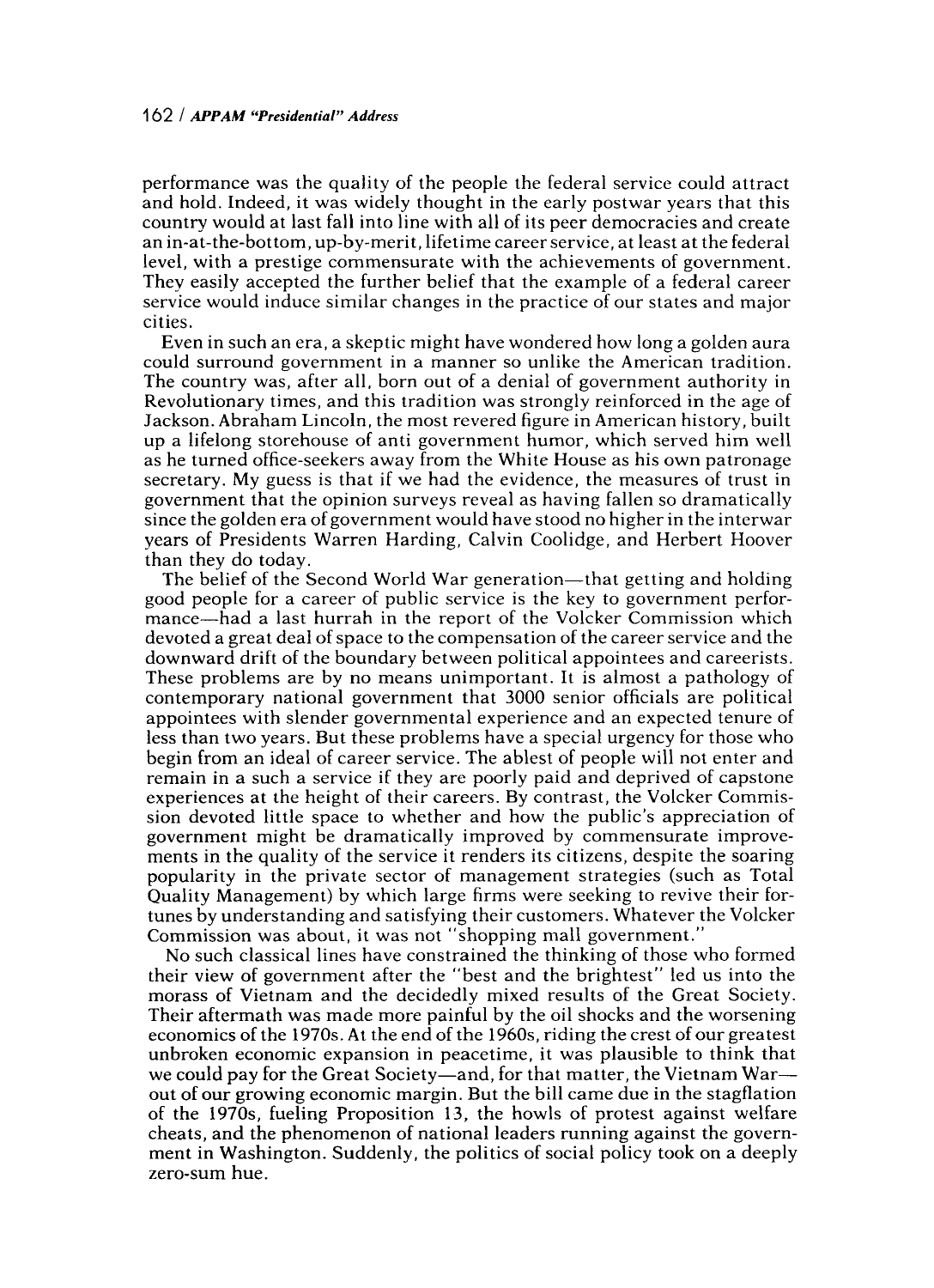performance was the quality of the people the federal service could attract and hold. Indeed, it was widely thought in the early postwar years that this country would at last fall into line with all of its peer democracies and create an in-at-the-bottom, up-by-merit, lifetime career service, at least at the federal level, with a prestige commensurate with the achievements of government. They easily accepted the further belief that the example of a federal career service would induce similar changes in the practice of our states and major cities.

Even in such an era, a skeptic might have wondered how long a golden aura could surround government in a manner so unlike the American tradition. The country was, after all, born out of a denial of government authority in Revolutionary times, and this tradition was strongly reinforced in the age of Jackson. Abraham Lincoln, the most revered figure in American history, built up a lifelong storehouse of anti government humor, which served him well as he turned office-seekers away from the White House as his own patronage secretary. My guess is that if we had the evidence, the measures of trust in government that the opinion surveys reveal as having fallen so dramatically since the golden era of government would have stood no higher in the interwar years of Presidents Warren Harding, Calvin Coolidge, and Herbert Hoover than they do today.

The belief of the Second World War generation—that getting and holding good people for a career of public service is the key to government performance—had a last hurrah in the report of the Volcker Commission which devoted a great deal of space to the compensation of the career service and the downward drift of the boundary between political appointees and careerists. These problems are by no means unimportant. It is almost a pathology of contemporary national government that 3000 senior officials are political appointees with slender governmental experience and an expected tenure of less than two years. But these problems have a special urgency for those who begin from an ideal of career service. The ablest of people will not enter and remain in a such a service if they are poorly paid and deprived of capstone experiences at the height of their careers. By contrast, the Volcker Commission devoted little space to whether and how the public's appreciation of government might be dramatically improved by commensurate improvements in the quality of the service it renders its citizens, despite the soaring popularity in the private sector of management strategies (such as Total Quality Management) by which large firms were seeking to revive their fortunes by understanding and satisfying their customers. Whatever the Volcker Commission was about, it was not "shopping mall government."

No such classical lines have constrained the thinking of those who formed their view of government after the "best and the brightest" led us into the morass of Vietnam and the decidedly mixed results of the Great Society. Their aftermath was made more painful by the oil shocks and the worsening economics of the 1970s. At the end of the 1960s, riding the crest of our greatest unbroken economic expansion in peacetime, it was plausible to think that we could pay for the Great Society—and, for that matter, the Vietnam War—out of our growing economic margin. But the bill came due in the stagflation of the 1970s, fueling Proposition 13, the howls of protest against welfare cheats, and the phenomenon of national leaders running against the government in Washington. Suddenly, the politics of social policy took on a deeply zero-sum hue.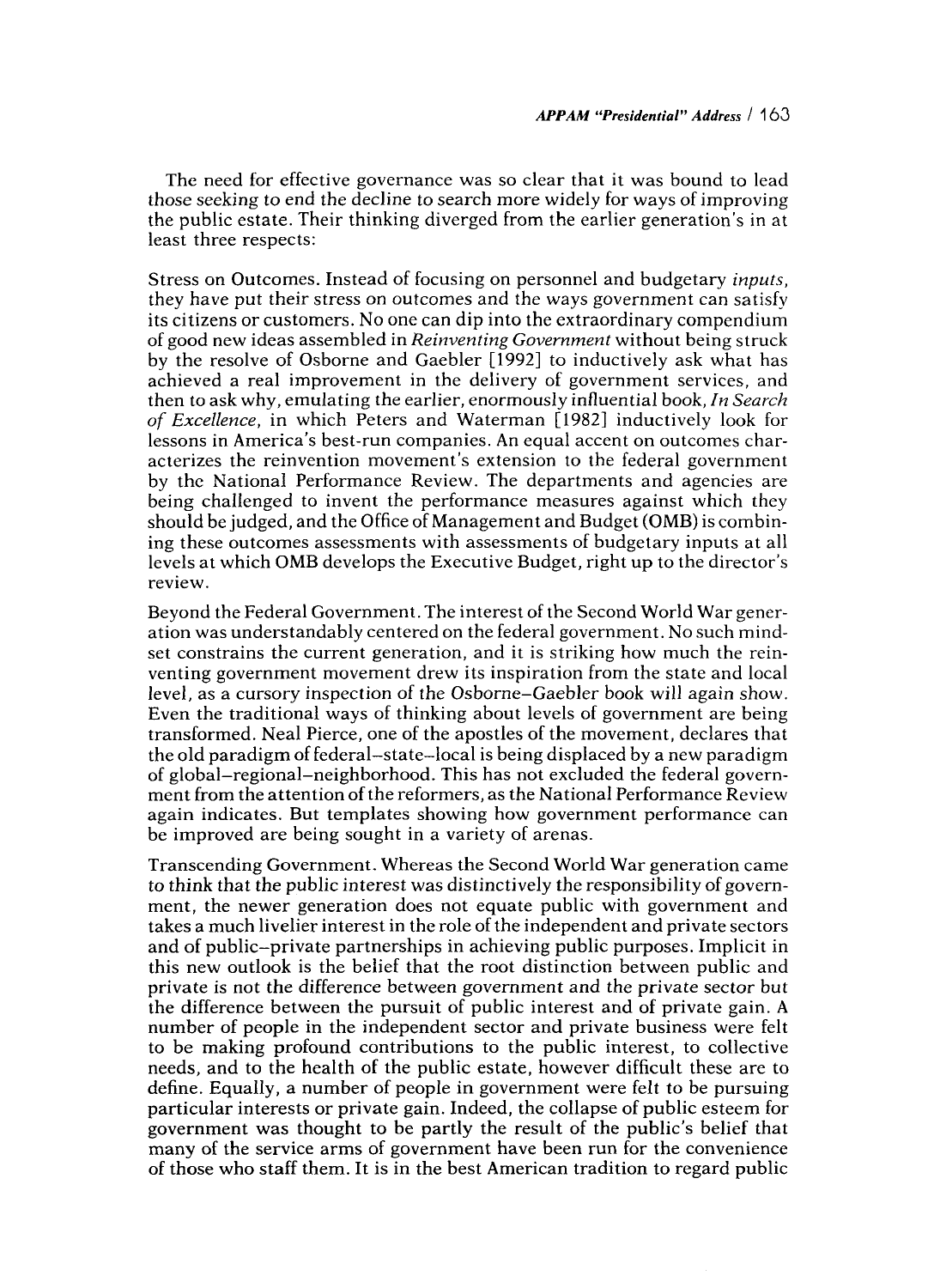The need for effective governance was so clear that it was bound to lead those seeking to end the decline to search more widely for ways of improving the public estate. Their thinking diverged from the earlier generation's in at least three respects:

Stress on Outcomes. Instead of focusing on personnel and budgetary *inputs*, they have put their stress on outcomes and the ways government can satisfy its citizens or customers. No one can dip into the extraordinary compendium of good new ideas assembled in *Reinventing Government* without being struck by the resolve of Osborne and Gaebler [1992] to inductively ask what has achieved a real improvement in the delivery of government services, and then to ask why, emulating the earlier, enormously influential book, *In Search of Excellence*, in which Peters and Waterman [1982] inductively look for lessons in America's best-run companies. An equal accent on outcomes characterizes the reinvention movement's extension to the federal government by the National Performance Review. The departments and agencies are being challenged to invent the performance measures against which they should be judged, and the Office of Management and Budget (OMB) is combining these outcomes assessments with assessments of budgetary inputs at all levels at which OMB develops the Executive Budget, right up to the director's review.

Beyond the Federal Government. The interest of the Second World War generation was understandably centered on the federal government. No such mindset constrains the current generation, and it is striking how much the reinventing government movement drew its inspiration from the state and local level, as a cursory inspection of the Osborne–Gaebler book will again show. Even the traditional ways of thinking about levels of government are being transformed. Neal Pierce, one of the apostles of the movement, declares that the old paradigm of federal–state–local is being displaced by a new paradigm of global–regional–neighborhood. This has not excluded the federal government from the attention of the reformers, as the National Performance Review again indicates. But templates showing how government performance can be improved are being sought in a variety of arenas.

Transcending Government. Whereas the Second World War generation came to think that the public interest was distinctively the responsibility of government, the newer generation does not equate public with government and takes a much livelier interest in the role of the independent and private sectors and of public–private partnerships in achieving public purposes. Implicit in this new outlook is the belief that the root distinction between public and private is not the difference between government and the private sector but the difference between the pursuit of public interest and of private gain. A number of people in the independent sector and private business were felt to be making profound contributions to the public interest, to collective needs, and to the health of the public estate, however difficult these are to define. Equally, a number of people in government were felt to be pursuing particular interests or private gain. Indeed, the collapse of public esteem for government was thought to be partly the result of the public's belief that many of the service arms of government have been run for the convenience of those who staff them. It is in the best American tradition to regard public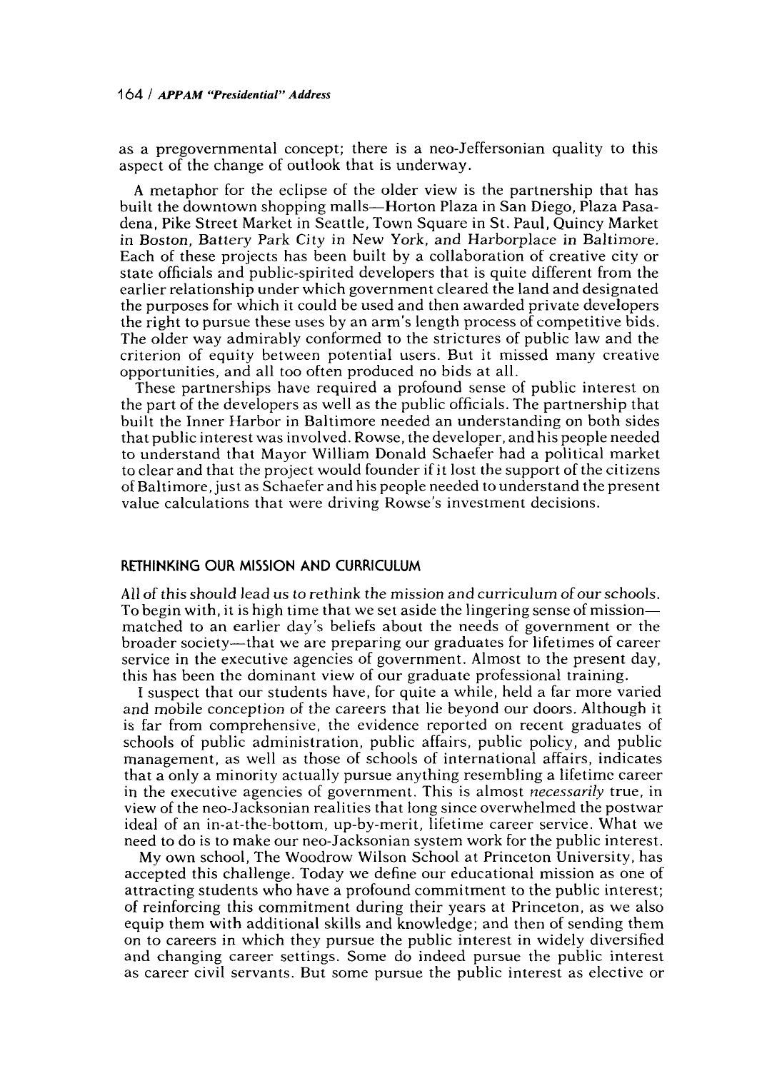as a pregovernmental concept; there is a neo-Jeffersonian quality to this aspect of the change of outlook that is underway.

A metaphor for the eclipse of the older view is the partnership that has built the downtown shopping malls—Horton Plaza in San Diego, Plaza Pasadena, Pike Street Market in Seattle, Town Square in St. Paul, Quincy Market in Boston, Battery Park City in New York, and Harborplace in Baltimore. Each of these projects has been built by a collaboration of creative city or state officials and public-spirited developers that is quite different from the earlier relationship under which government cleared the land and designated the purposes for which it could be used and then awarded private developers the right to pursue these uses by an arm's length process of competitive bids. The older way admirably conformed to the strictures of public law and the criterion of equity between potential users. But it missed many creative opportunities, and all too often produced no bids at all.

These partnerships have required a profound sense of public interest on the part of the developers as well as the public officials. The partnership that built the Inner Harbor in Baltimore needed an understanding on both sides that public interest was involved. Rowse, the developer, and his people needed to understand that Mayor William Donald Schaefer had a political market to clear and that the project would founder if it lost the support of the citizens of Baltimore, just as Schaefer and his people needed to understand the present value calculations that were driving Rowse's investment decisions.

## RETHINKING OUR MISSION AND CURRICULUM

All of this should lead us to rethink the mission and curriculum of our schools. To begin with, it is high time that we set aside the lingering sense of mission—matched to an earlier day's beliefs about the needs of government or the broader society—that we are preparing our graduates for lifetimes of career service in the executive agencies of government. Almost to the present day, this has been the dominant view of our graduate professional training.

I suspect that our students have, for quite a while, held a far more varied and mobile conception of the careers that lie beyond our doors. Although it is far from comprehensive, the evidence reported on recent graduates of schools of public administration, public affairs, public policy, and public management, as well as those of schools of international affairs, indicates that a only a minority actually pursue anything resembling a lifetime career in the executive agencies of government. This is almost *necessarily* true, in view of the neo-Jacksonian realities that long since overwhelmed the postwar ideal of an in-at-the-bottom, up-by-merit, lifetime career service. What we need to do is to make our neo-Jacksonian system work for the public interest.

My own school, The Woodrow Wilson School at Princeton University, has accepted this challenge. Today we define our educational mission as one of attracting students who have a profound commitment to the public interest; of reinforcing this commitment during their years at Princeton, as we also equip them with additional skills and knowledge; and then of sending them on to careers in which they pursue the public interest in widely diversified and changing career settings. Some do indeed pursue the public interest as career civil servants. But some pursue the public interest as elective or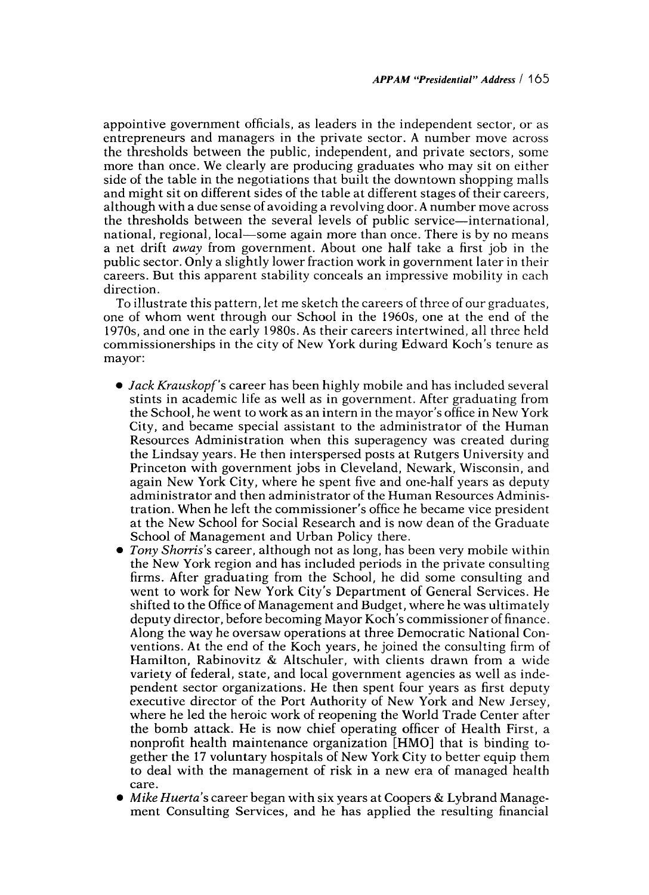appointive government officials, as leaders in the independent sector, or as entrepreneurs and managers in the private sector. A number move across the thresholds between the public, independent, and private sectors, some more than once. We clearly are producing graduates who may sit on either side of the table in the negotiations that built the downtown shopping malls and might sit on different sides of the table at different stages of their careers, although with a due sense of avoiding a revolving door. A number move across the thresholds between the several levels of public service—international, national, regional, local—some again more than once. There is by no means a net drift *away* from government. About one half take a first job in the public sector. Only a slightly lower fraction work in government later in their careers. But this apparent stability conceals an impressive mobility in each direction.

To illustrate this pattern, let me sketch the careers of three of our graduates, one of whom went through our School in the 1960s, one at the end of the 1970s, and one in the early 1980s. As their careers intertwined, all three held commissionerships in the city of New York during Edward Koch's tenure as mayor:

- *Jack Krauskopf*'s career has been highly mobile and has included several stints in academic life as well as in government. After graduating from the School, he went to work as an intern in the mayor's office in New York City, and became special assistant to the administrator of the Human Resources Administration when this superagency was created during the Lindsay years. He then interspersed posts at Rutgers University and Princeton with government jobs in Cleveland, Newark, Wisconsin, and again New York City, where he spent five and one-half years as deputy administrator and then administrator of the Human Resources Administration. When he left the commissioner's office he became vice president at the New School for Social Research and is now dean of the Graduate School of Management and Urban Policy there.
- *Tony Shorris*'s career, although not as long, has been very mobile within the New York region and has included periods in the private consulting firms. After graduating from the School, he did some consulting and went to work for New York City's Department of General Services. He shifted to the Office of Management and Budget, where he was ultimately deputy director, before becoming Mayor Koch's commissioner of finance. Along the way he oversaw operations at three Democratic National Conventions. At the end of the Koch years, he joined the consulting firm of Hamilton, Rabinovitz & Altschuler, with clients drawn from a wide variety of federal, state, and local government agencies as well as independent sector organizations. He then spent four years as first deputy executive director of the Port Authority of New York and New Jersey, where he led the heroic work of reopening the World Trade Center after the bomb attack. He is now chief operating officer of Health First, a nonprofit health maintenance organization [HMO] that is binding together the 17 voluntary hospitals of New York City to better equip them to deal with the management of risk in a new era of managed health care.
- *Mike Huerta*'s career began with six years at Coopers & Lybrand Management Consulting Services, and he has applied the resulting financial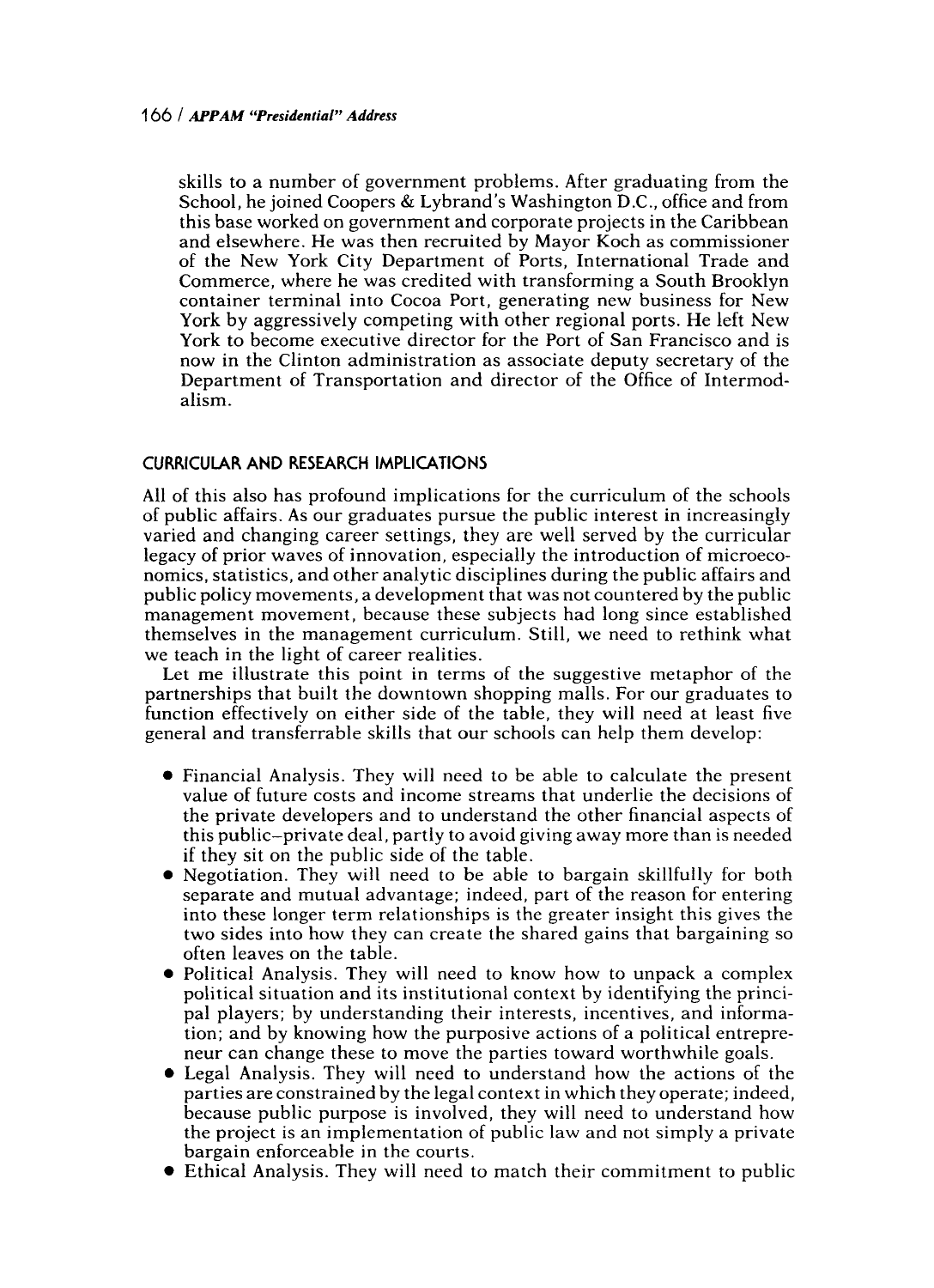skills to a number of government problems. After graduating from the School, he joined Coopers & Lybrand's Washington D.C., office and from this base worked on government and corporate projects in the Caribbean and elsewhere. He was then recruited by Mayor Koch as commissioner of the New York City Department of Ports, International Trade and Commerce, where he was credited with transforming a South Brooklyn container terminal into Cocoa Port, generating new business for New York by aggressively competing with other regional ports. He left New York to become executive director for the Port of San Francisco and is now in the Clinton administration as associate deputy secretary of the Department of Transportation and director of the Office of Intermodalism.

## CURRICULAR AND RESEARCH IMPLICATIONS

All of this also has profound implications for the curriculum of the schools of public affairs. As our graduates pursue the public interest in increasingly varied and changing career settings, they are well served by the curricular legacy of prior waves of innovation, especially the introduction of microeconomics, statistics, and other analytic disciplines during the public affairs and public policy movements, a development that was not countered by the public management movement, because these subjects had long since established themselves in the management curriculum. Still, we need to rethink what we teach in the light of career realities.

Let me illustrate this point in terms of the suggestive metaphor of the partnerships that built the downtown shopping malls. For our graduates to function effectively on either side of the table, they will need at least five general and transferrable skills that our schools can help them develop:

- Financial Analysis. They will need to be able to calculate the present value of future costs and income streams that underlie the decisions of the private developers and to understand the other financial aspects of this public–private deal, partly to avoid giving away more than is needed if they sit on the public side of the table.
- Negotiation. They will need to be able to bargain skillfully for both separate and mutual advantage; indeed, part of the reason for entering into these longer term relationships is the greater insight this gives the two sides into how they can create the shared gains that bargaining so often leaves on the table.
- Political Analysis. They will need to know how to unpack a complex political situation and its institutional context by identifying the principal players; by understanding their interests, incentives, and information; and by knowing how the purposive actions of a political entrepreneur can change these to move the parties toward worthwhile goals.
- Legal Analysis. They will need to understand how the actions of the parties are constrained by the legal context in which they operate; indeed, because public purpose is involved, they will need to understand how the project is an implementation of public law and not simply a private bargain enforceable in the courts.
- Ethical Analysis. They will need to match their commitment to public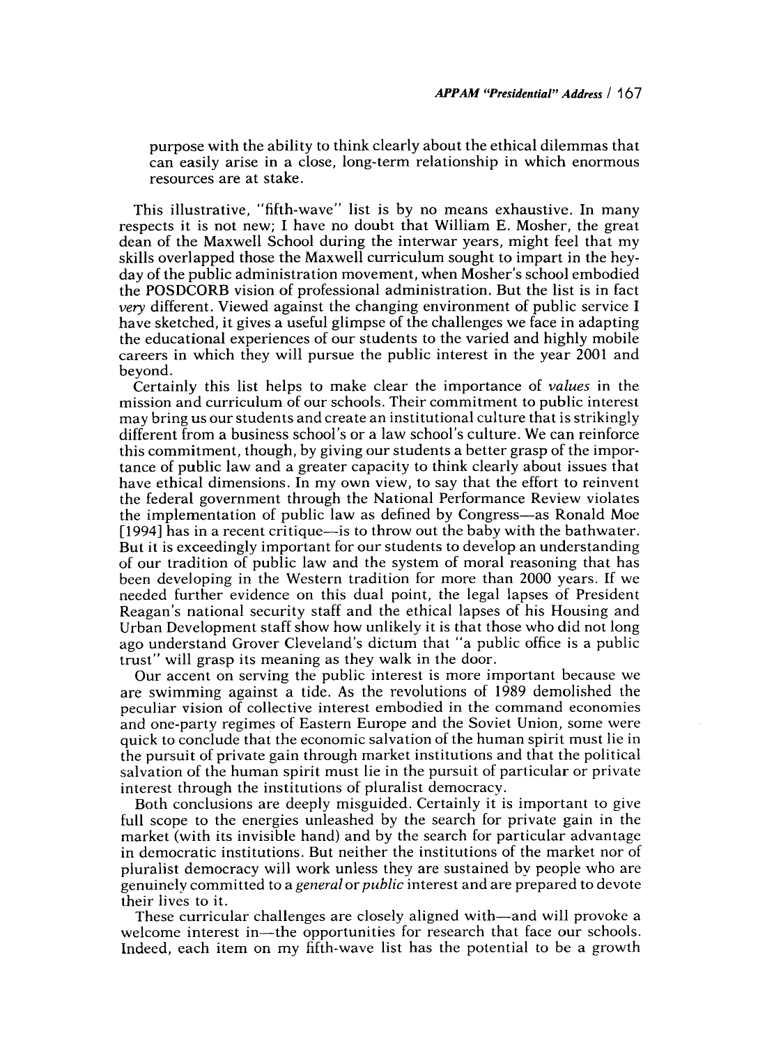purpose with the ability to think clearly about the ethical dilemmas that can easily arise in a close, long-term relationship in which enormous resources are at stake.

This illustrative, "fifth-wave" list is by no means exhaustive. In many respects it is not new; I have no doubt that William E. Mosher, the great dean of the Maxwell School during the interwar years, might feel that my skills overlapped those the Maxwell curriculum sought to impart in the heyday of the public administration movement, when Mosher's school embodied the POSDCORB vision of professional administration. But the list is in fact *very* different. Viewed against the changing environment of public service I have sketched, it gives a useful glimpse of the challenges we face in adapting the educational experiences of our students to the varied and highly mobile careers in which they will pursue the public interest in the year 2001 and beyond.

Certainly this list helps to make clear the importance of *values* in the mission and curriculum of our schools. Their commitment to public interest may bring us our students and create an institutional culture that is strikingly different from a business school's or a law school's culture. We can reinforce this commitment, though, by giving our students a better grasp of the importance of public law and a greater capacity to think clearly about issues that have ethical dimensions. In my own view, to say that the effort to reinvent the federal government through the National Performance Review violates the implementation of public law as defined by Congress—as Ronald Moe [1994] has in a recent critique—is to throw out the baby with the bathwater. But it is exceedingly important for our students to develop an understanding of our tradition of public law and the system of moral reasoning that has been developing in the Western tradition for more than 2000 years. If we needed further evidence on this dual point, the legal lapses of President Reagan's national security staff and the ethical lapses of his Housing and Urban Development staff show how unlikely it is that those who did not long ago understand Grover Cleveland's dictum that "a public office is a public trust" will grasp its meaning as they walk in the door.

Our accent on serving the public interest is more important because we are swimming against a tide. As the revolutions of 1989 demolished the peculiar vision of collective interest embodied in the command economies and one-party regimes of Eastern Europe and the Soviet Union, some were quick to conclude that the economic salvation of the human spirit must lie in the pursuit of private gain through market institutions and that the political salvation of the human spirit must lie in the pursuit of particular or private interest through the institutions of pluralist democracy.

Both conclusions are deeply misguided. Certainly it is important to give full scope to the energies unleashed by the search for private gain in the market (with its invisible hand) and by the search for particular advantage in democratic institutions. But neither the institutions of the market nor of pluralist democracy will work unless they are sustained by people who are genuinely committed to a *general* or *public* interest and are prepared to devote their lives to it.

These curricular challenges are closely aligned with—and will provoke a welcome interest in—the opportunities for research that face our schools. Indeed, each item on my fifth-wave list has the potential to be a growth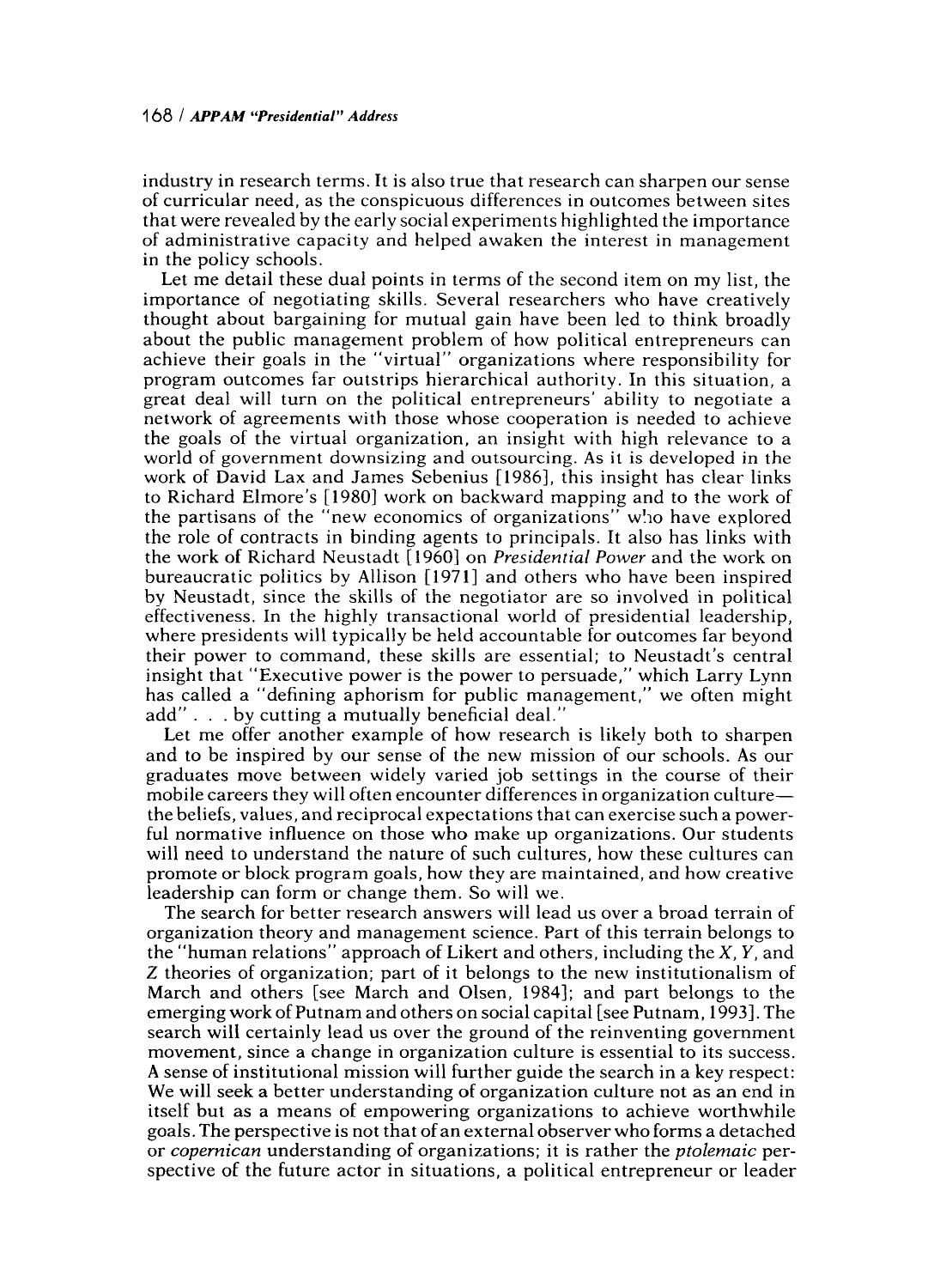industry in research terms. It is also true that research can sharpen our sense of curricular need, as the conspicuous differences in outcomes between sites that were revealed by the early social experiments highlighted the importance of administrative capacity and helped awaken the interest in management in the policy schools.

Let me detail these dual points in terms of the second item on my list, the importance of negotiating skills. Several researchers who have creatively thought about bargaining for mutual gain have been led to think broadly about the public management problem of how political entrepreneurs can achieve their goals in the "virtual" organizations where responsibility for program outcomes far outstrips hierarchical authority. In this situation, a great deal will turn on the political entrepreneurs' ability to negotiate a network of agreements with those whose cooperation is needed to achieve the goals of the virtual organization, an insight with high relevance to a world of government downsizing and outsourcing. As it is developed in the work of David Lax and James Sebenius [1986], this insight has clear links to Richard Elmore's [1980] work on backward mapping and to the work of the partisans of the "new economics of organizations" who have explored the role of contracts in binding agents to principals. It also has links with the work of Richard Neustadt [1960] on *Presidential Power* and the work on bureaucratic politics by Allison [1971] and others who have been inspired by Neustadt, since the skills of the negotiator are so involved in political effectiveness. In the highly transactional world of presidential leadership, where presidents will typically be held accountable for outcomes far beyond their power to command, these skills are essential; to Neustadt's central insight that "Executive power is the power to persuade," which Larry Lynn has called a "defining aphorism for public management," we often might add" . . . by cutting a mutually beneficial deal."

Let me offer another example of how research is likely both to sharpen and to be inspired by our sense of the new mission of our schools. As our graduates move between widely varied job settings in the course of their mobile careers they will often encounter differences in organization culture—the beliefs, values, and reciprocal expectations that can exercise such a powerful normative influence on those who make up organizations. Our students will need to understand the nature of such cultures, how these cultures can promote or block program goals, how they are maintained, and how creative leadership can form or change them. So will we.

The search for better research answers will lead us over a broad terrain of organization theory and management science. Part of this terrain belongs to the "human relations" approach of Likert and others, including the $X$, $Y$, and $Z$ theories of organization; part of it belongs to the new institutionalism of March and others [see March and Olsen, 1984]; and part belongs to the emerging work of Putnam and others on social capital [see Putnam, 1993]. The search will certainly lead us over the ground of the reinventing government movement, since a change in organization culture is essential to its success. A sense of institutional mission will further guide the search in a key respect: We will seek a better understanding of organization culture not as an end in itself but as a means of empowering organizations to achieve worthwhile goals. The perspective is not that of an external observer who forms a detached or *copernican* understanding of organizations; it is rather the *ptolemaic* perspective of the future actor in situations, a political entrepreneur or leader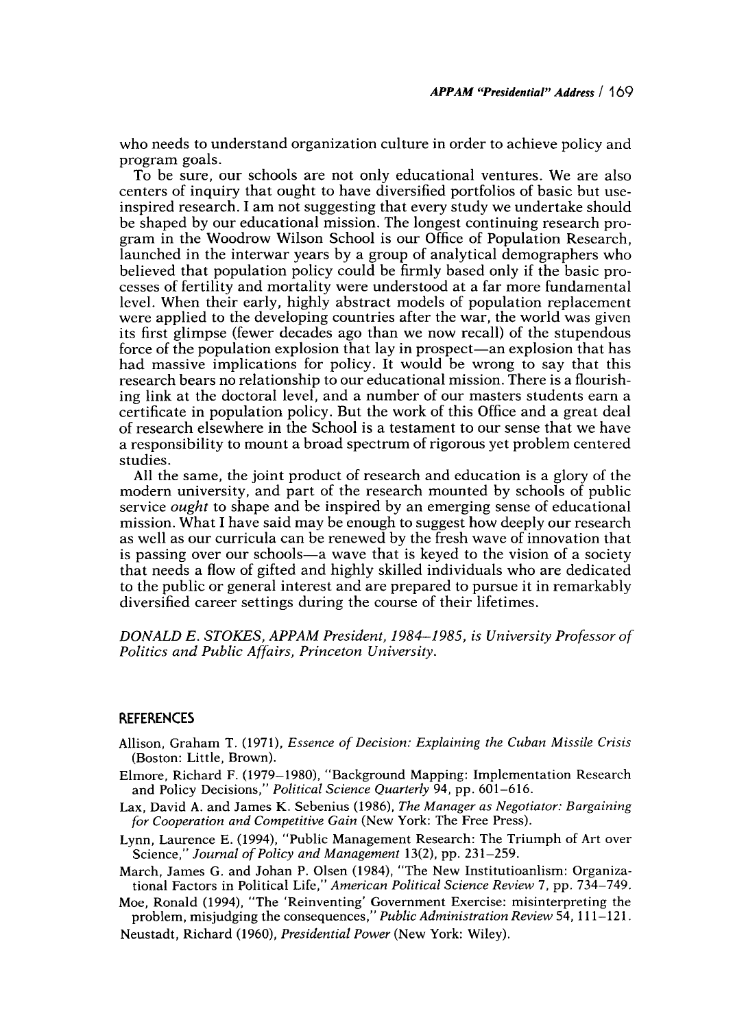who needs to understand organization culture in order to achieve policy and program goals.

To be sure, our schools are not only educational ventures. We are also centers of inquiry that ought to have diversified portfolios of basic but use-inspired research. I am not suggesting that every study we undertake should be shaped by our educational mission. The longest continuing research program in the Woodrow Wilson School is our Office of Population Research, launched in the interwar years by a group of analytical demographers who believed that population policy could be firmly based only if the basic processes of fertility and mortality were understood at a far more fundamental level. When their early, highly abstract models of population replacement were applied to the developing countries after the war, the world was given its first glimpse (fewer decades ago than we now recall) of the stupendous force of the population explosion that lay in prospect—an explosion that has had massive implications for policy. It would be wrong to say that this research bears no relationship to our educational mission. There is a flourishing link at the doctoral level, and a number of our masters students earn a certificate in population policy. But the work of this Office and a great deal of research elsewhere in the School is a testament to our sense that we have a responsibility to mount a broad spectrum of rigorous yet problem centered studies.

All the same, the joint product of research and education is a glory of the modern university, and part of the research mounted by schools of public service *ought* to shape and be inspired by an emerging sense of educational mission. What I have said may be enough to suggest how deeply our research as well as our curricula can be renewed by the fresh wave of innovation that is passing over our schools—a wave that is keyed to the vision of a society that needs a flow of gifted and highly skilled individuals who are dedicated to the public or general interest and are prepared to pursue it in remarkably diversified career settings during the course of their lifetimes.

*DONALD E. STOKES, APPAM President, 1984–1985, is University Professor of Politics and Public Affairs, Princeton University.*

## REFERENCES

Allison, Graham T. (1971), *Essence of Decision: Explaining the Cuban Missile Crisis* (Boston: Little, Brown).

Elmore, Richard F. (1979–1980), "Background Mapping: Implementation Research and Policy Decisions," *Political Science Quarterly* 94, pp. 601–616.

Lax, David A. and James K. Sebenius (1986), *The Manager as Negotiator: Bargaining for Cooperation and Competitive Gain* (New York: The Free Press).

Lynn, Laurence E. (1994), "Public Management Research: The Triumph of Art over Science," *Journal of Policy and Management* 13(2), pp. 231–259.

March, James G. and Johan P. Olsen (1984), "The New Institutioanlism: Organizational Factors in Political Life," *American Political Science Review* 7, pp. 734–749.

Moe, Ronald (1994), "The 'Reinventing' Government Exercise: misinterpreting the problem, misjudging the consequences," *Public Administration Review* 54, 111–121.

Neustadt, Richard (1960), *Presidential Power* (New York: Wiley).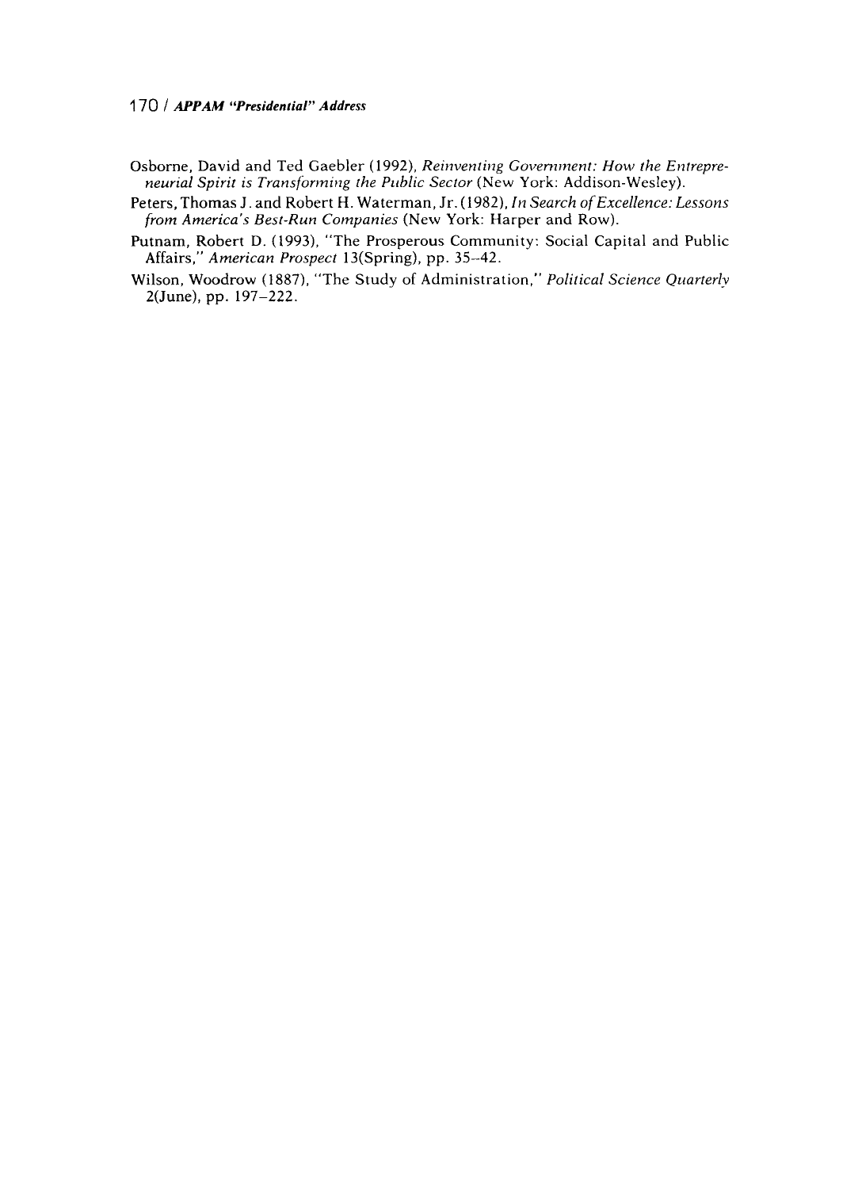Osborne, David and Ted Gaebler (1992), *Reinventing Government: How the Entrepreneurial Spirit is Transforming the Public Sector* (New York: Addison-Wesley).

Peters, Thomas J. and Robert H. Waterman, Jr. (1982), *In Search of Excellence: Lessons from America's Best-Run Companies* (New York: Harper and Row).

Putnam, Robert D. (1993), "The Prosperous Community: Social Capital and Public Affairs," *American Prospect* 13(Spring), pp. 35–42.

Wilson, Woodrow (1887), "The Study of Administration," *Political Science Quarterly* 2(June), pp. 197–222.